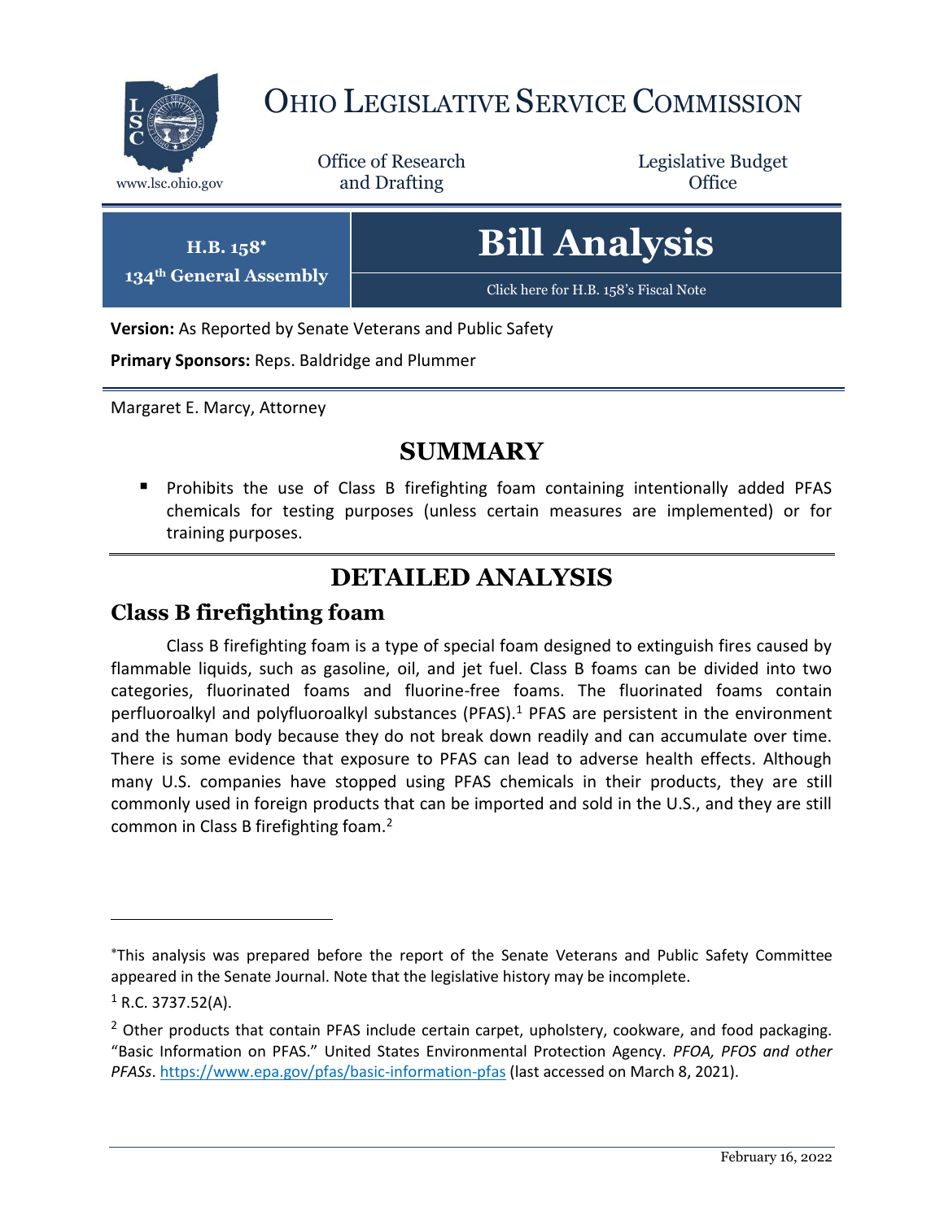# OHIO LEGISLATIVE SERVICE COMMISSION

www.lsc.ohio.gov

Office of Research and Drafting

Legislative Budget Office

**H.B. 158***
**134th General Assembly**

# Bill Analysis

Click here for H.B. 158's Fiscal Note

**Version:** As Reported by Senate Veterans and Public Safety

**Primary Sponsors:** Reps. Baldridge and Plummer

Margaret E. Marcy, Attorney

## SUMMARY

- Prohibits the use of Class B firefighting foam containing intentionally added PFAS chemicals for testing purposes (unless certain measures are implemented) or for training purposes.

## DETAILED ANALYSIS

### Class B firefighting foam

Class B firefighting foam is a type of special foam designed to extinguish fires caused by flammable liquids, such as gasoline, oil, and jet fuel. Class B foams can be divided into two categories, fluorinated foams and fluorine-free foams. The fluorinated foams contain perfluoroalkyl and polyfluoroalkyl substances (PFAS).[1] PFAS are persistent in the environment and the human body because they do not break down readily and can accumulate over time. There is some evidence that exposure to PFAS can lead to adverse health effects. Although many U.S. companies have stopped using PFAS chemicals in their products, they are still commonly used in foreign products that can be imported and sold in the U.S., and they are still common in Class B firefighting foam.[2]

---

*This analysis was prepared before the report of the Senate Veterans and Public Safety Committee appeared in the Senate Journal. Note that the legislative history may be incomplete.

[1] R.C. 3737.52(A).

[2] Other products that contain PFAS include certain carpet, upholstery, cookware, and food packaging. "Basic Information on PFAS." United States Environmental Protection Agency. *PFOA, PFOS and other PFASs*. https://www.epa.gov/pfas/basic-information-pfas (last accessed on March 8, 2021).

February 16, 2022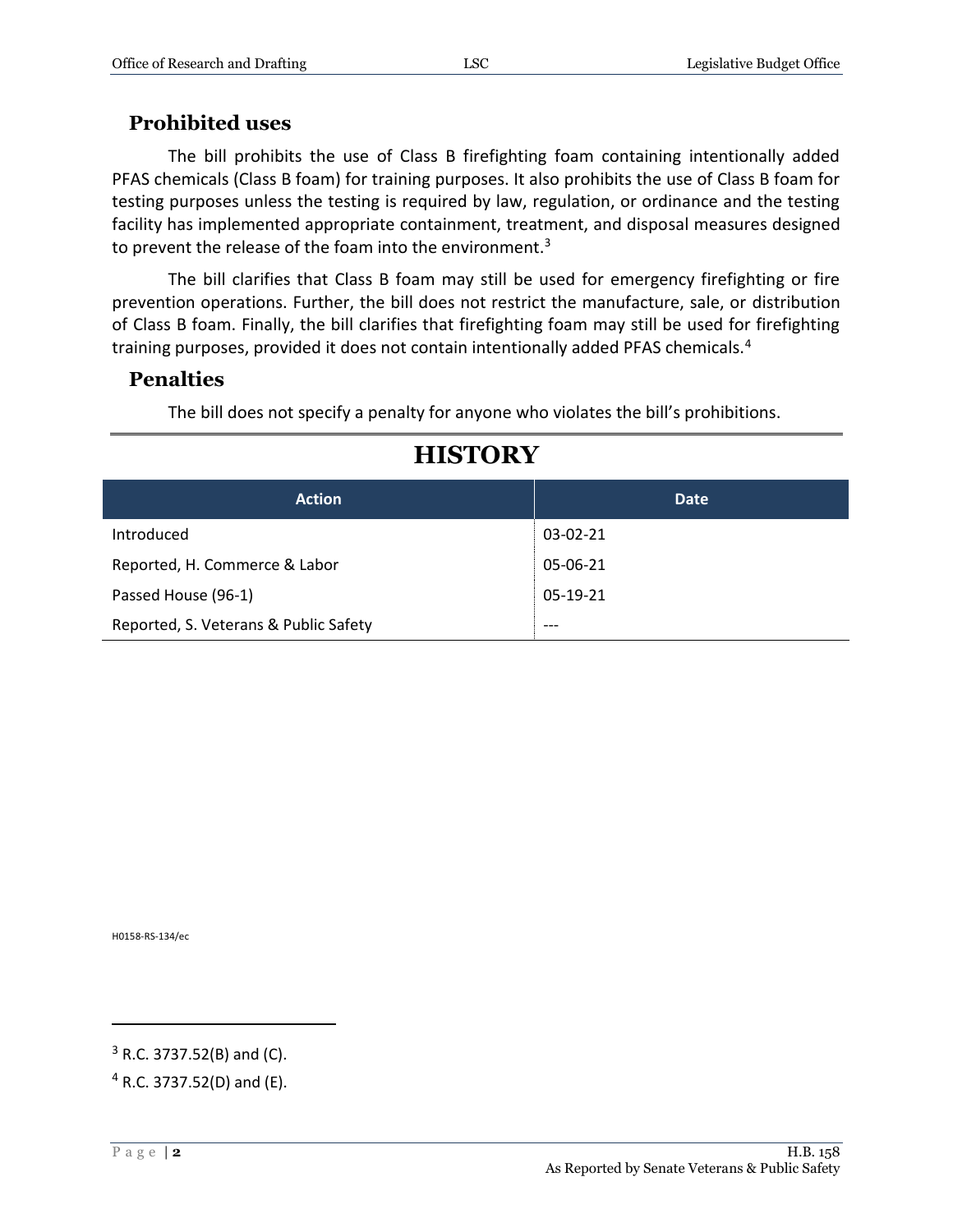## Prohibited uses

The bill prohibits the use of Class B firefighting foam containing intentionally added PFAS chemicals (Class B foam) for training purposes. It also prohibits the use of Class B foam for testing purposes unless the testing is required by law, regulation, or ordinance and the testing facility has implemented appropriate containment, treatment, and disposal measures designed to prevent the release of the foam into the environment.[3]

The bill clarifies that Class B foam may still be used for emergency firefighting or fire prevention operations. Further, the bill does not restrict the manufacture, sale, or distribution of Class B foam. Finally, the bill clarifies that firefighting foam may still be used for firefighting training purposes, provided it does not contain intentionally added PFAS chemicals.[4]

## Penalties

The bill does not specify a penalty for anyone who violates the bill's prohibitions.

# HISTORY

| Action | Date |
|---|---|
| Introduced | 03-02-21 |
| Reported, H. Commerce & Labor | 05-06-21 |
| Passed House (96-1) | 05-19-21 |
| Reported, S. Veterans & Public Safety | --- |

H0158-RS-134/ec

[3] R.C. 3737.52(B) and (C).

[4] R.C. 3737.52(D) and (E).